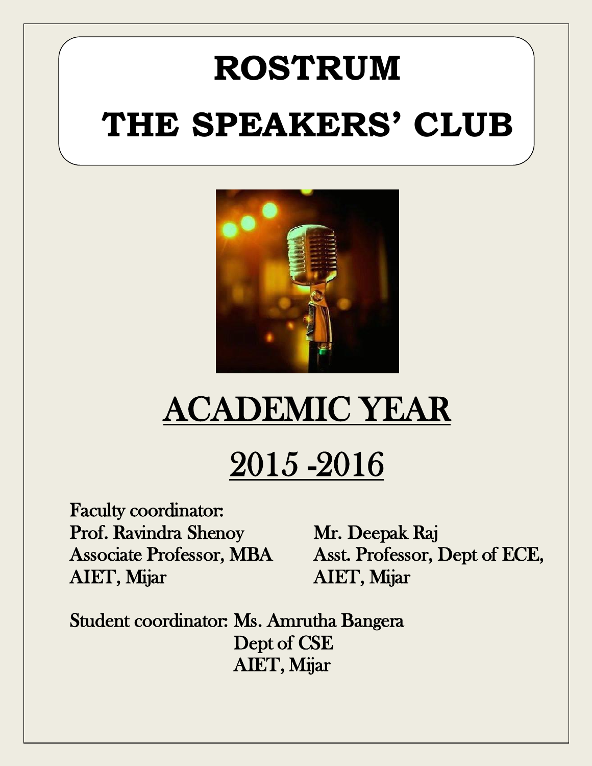# ROSTRUM

# THE SPEAKERS' CLUB

## ACADEMIC YEAR

## 2015 -2016

Faculty coordinator:

Prof. Ravindra Shenoy
Associate Professor, MBA
AIET, Mijar

Mr. Deepak Raj
Asst. Professor, Dept of ECE,
AIET, Mijar

Student coordinator: Ms. Amrutha Bangera
Dept of CSE
AIET, Mijar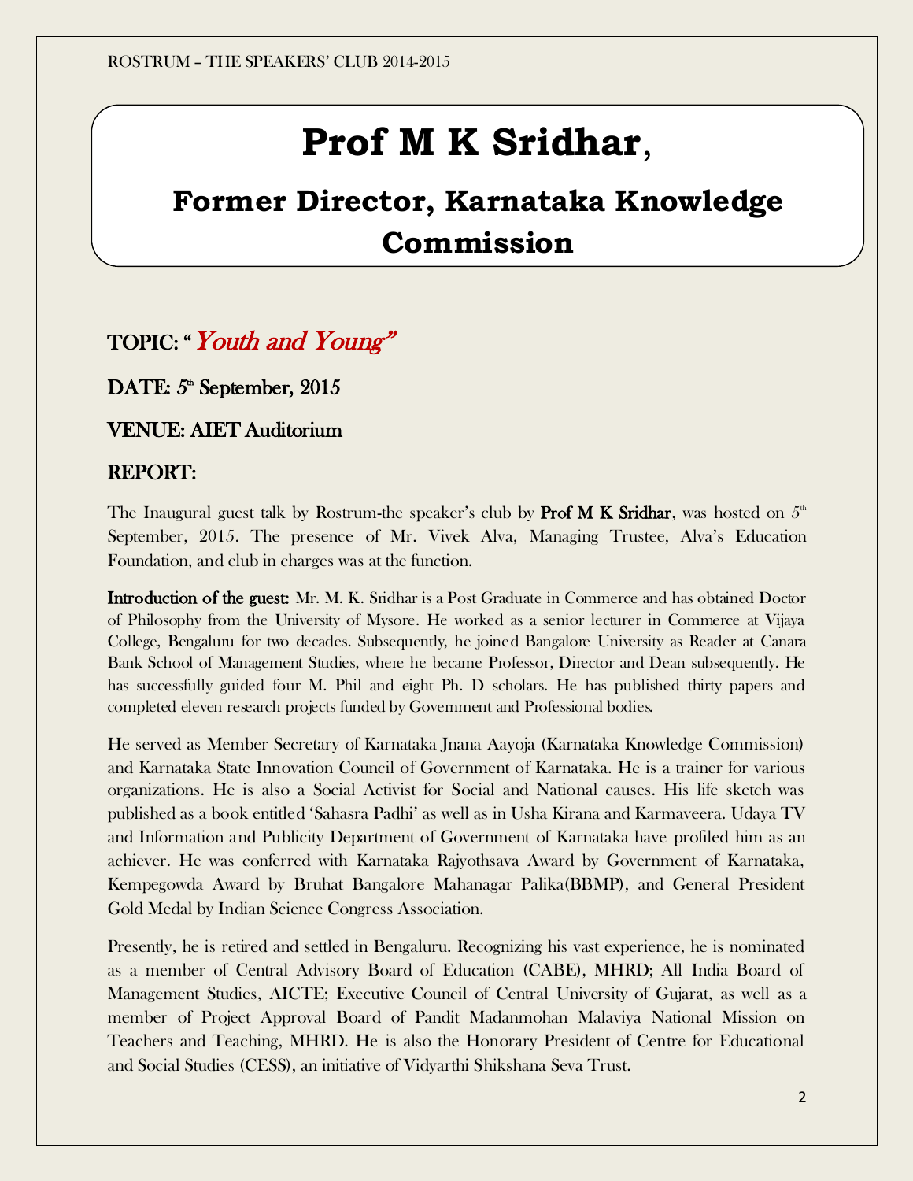# Prof M K Sridhar,

## Former Director, Karnataka Knowledge Commission

## TOPIC: "*Youth and Young*"

## DATE: 5th September, 2015

## VENUE: AIET Auditorium

## REPORT:

The Inaugural guest talk by Rostrum-the speaker's club by **Prof M K Sridhar**, was hosted on 5th September, 2015. The presence of Mr. Vivek Alva, Managing Trustee, Alva's Education Foundation, and club in charges was at the function.

**Introduction of the guest:** Mr. M. K. Sridhar is a Post Graduate in Commerce and has obtained Doctor of Philosophy from the University of Mysore. He worked as a senior lecturer in Commerce at Vijaya College, Bengaluru for two decades. Subsequently, he joined Bangalore University as Reader at Canara Bank School of Management Studies, where he became Professor, Director and Dean subsequently. He has successfully guided four M. Phil and eight Ph. D scholars. He has published thirty papers and completed eleven research projects funded by Government and Professional bodies.

He served as Member Secretary of Karnataka Jnana Aayoja (Karnataka Knowledge Commission) and Karnataka State Innovation Council of Government of Karnataka. He is a trainer for various organizations. He is also a Social Activist for Social and National causes. His life sketch was published as a book entitled 'Sahasra Padhi' as well as in Usha Kirana and Karmaveera. Udaya TV and Information and Publicity Department of Government of Karnataka have profiled him as an achiever. He was conferred with Karnataka Rajyothsava Award by Government of Karnataka, Kempegowda Award by Bruhat Bangalore Mahanagar Palika(BBMP), and General President Gold Medal by Indian Science Congress Association.

Presently, he is retired and settled in Bengaluru. Recognizing his vast experience, he is nominated as a member of Central Advisory Board of Education (CABE), MHRD; All India Board of Management Studies, AICTE; Executive Council of Central University of Gujarat, as well as a member of Project Approval Board of Pandit Madanmohan Malaviya National Mission on Teachers and Teaching, MHRD. He is also the Honorary President of Centre for Educational and Social Studies (CESS), an initiative of Vidyarthi Shikshana Seva Trust.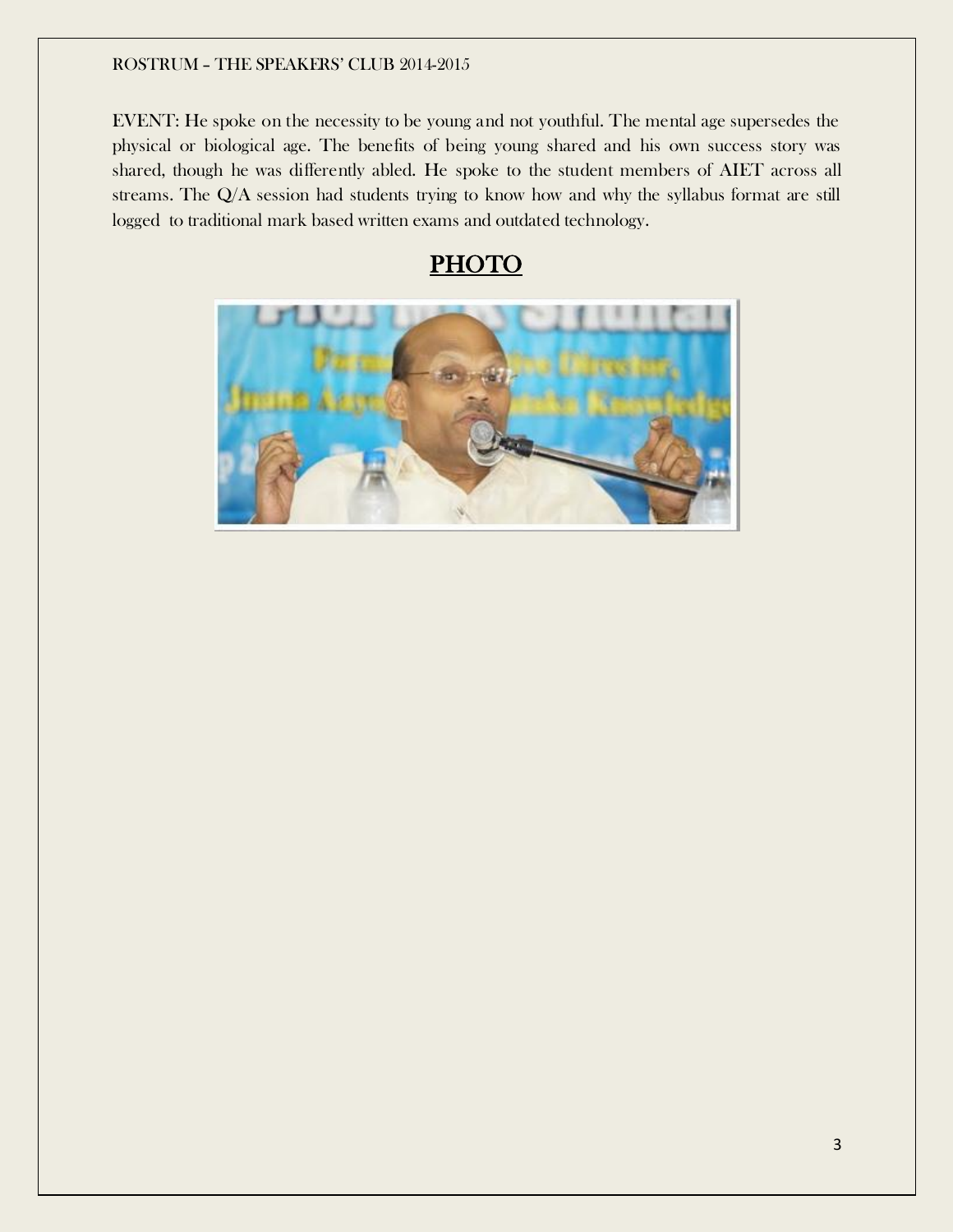EVENT: He spoke on the necessity to be young and not youthful. The mental age supersedes the physical or biological age. The benefits of being young shared and his own success story was shared, though he was differently abled. He spoke to the student members of AIET across all streams. The Q/A session had students trying to know how and why the syllabus format are still logged to traditional mark based written exams and outdated technology.

## PHOTO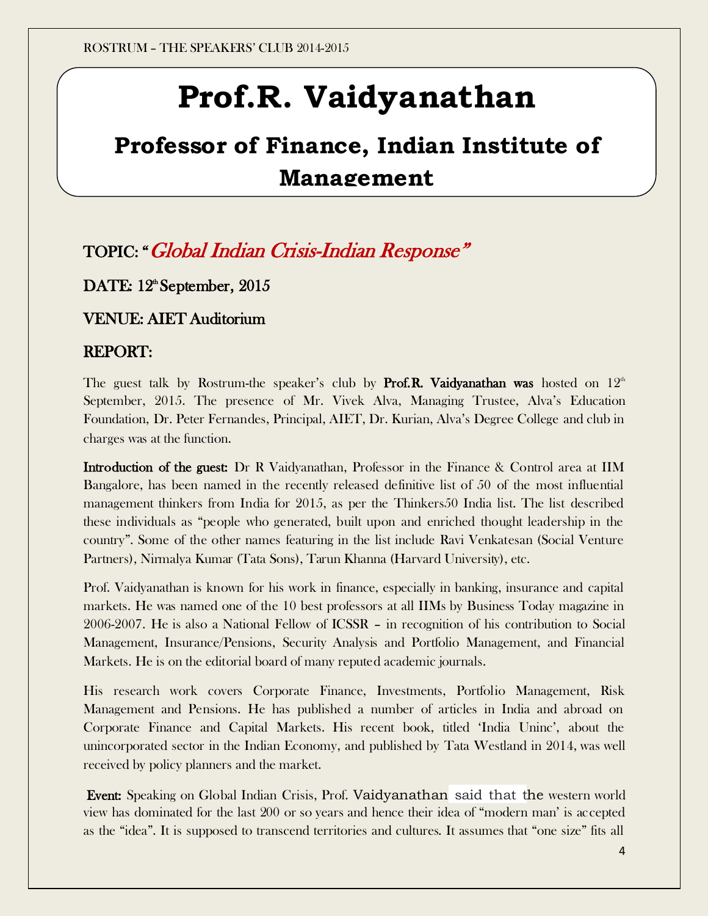# Prof.R. Vaidyanathan

## Professor of Finance, Indian Institute of Management

**TOPIC: "*Global Indian Crisis-Indian Response*"**

**DATE: 12th September, 2015**

**VENUE: AIET Auditorium**

**REPORT:**

The guest talk by Rostrum-the speaker's club by **Prof.R. Vaidyanathan was** hosted on 12th September, 2015. The presence of Mr. Vivek Alva, Managing Trustee, Alva's Education Foundation, Dr. Peter Fernandes, Principal, AIET, Dr. Kurian, Alva's Degree College and club in charges was at the function.

**Introduction of the guest:** Dr R Vaidyanathan, Professor in the Finance & Control area at IIM Bangalore, has been named in the recently released definitive list of 50 of the most influential management thinkers from India for 2015, as per the Thinkers50 India list. The list described these individuals as "people who generated, built upon and enriched thought leadership in the country". Some of the other names featuring in the list include Ravi Venkatesan (Social Venture Partners), Nirmalya Kumar (Tata Sons), Tarun Khanna (Harvard University), etc.

Prof. Vaidyanathan is known for his work in finance, especially in banking, insurance and capital markets. He was named one of the 10 best professors at all IIMs by Business Today magazine in 2006-2007. He is also a National Fellow of ICSSR – in recognition of his contribution to Social Management, Insurance/Pensions, Security Analysis and Portfolio Management, and Financial Markets. He is on the editorial board of many reputed academic journals.

His research work covers Corporate Finance, Investments, Portfolio Management, Risk Management and Pensions. He has published a number of articles in India and abroad on Corporate Finance and Capital Markets. His recent book, titled 'India Uninc', about the unincorporated sector in the Indian Economy, and published by Tata Westland in 2014, was well received by policy planners and the market.

**Event:** Speaking on Global Indian Crisis, Prof. Vaidyanathan said that the western world view has dominated for the last 200 or so years and hence their idea of "modern man' is accepted as the "idea". It is supposed to transcend territories and cultures. It assumes that "one size" fits all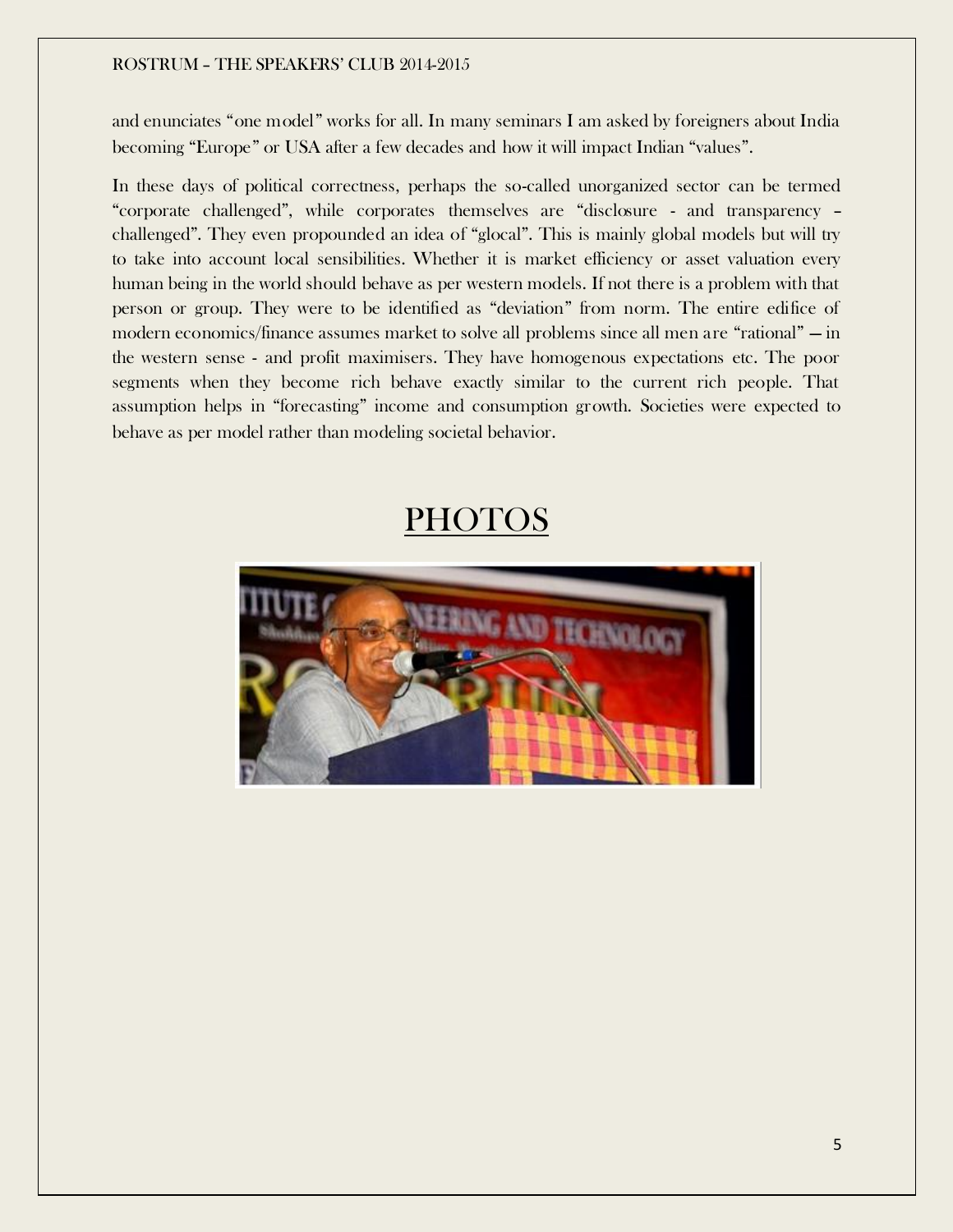and enunciates "one model" works for all. In many seminars I am asked by foreigners about India becoming "Europe" or USA after a few decades and how it will impact Indian "values".

In these days of political correctness, perhaps the so-called unorganized sector can be termed "corporate challenged", while corporates themselves are "disclosure - and transparency – challenged". They even propounded an idea of "glocal". This is mainly global models but will try to take into account local sensibilities. Whether it is market efficiency or asset valuation every human being in the world should behave as per western models. If not there is a problem with that person or group. They were to be identified as "deviation" from norm. The entire edifice of modern economics/finance assumes market to solve all problems since all men are "rational" — in the western sense - and profit maximisers. They have homogenous expectations etc. The poor segments when they become rich behave exactly similar to the current rich people. That assumption helps in "forecasting" income and consumption growth. Societies were expected to behave as per model rather than modeling societal behavior.

# PHOTOS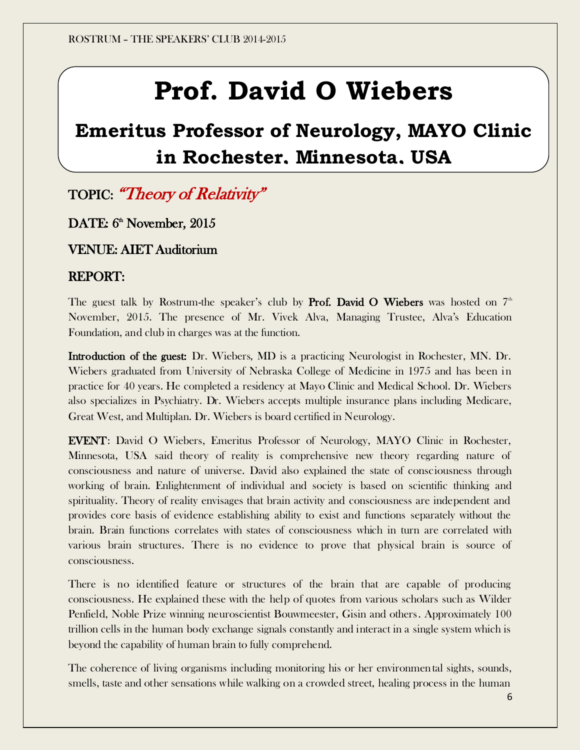# Prof. David O Wiebers

## Emeritus Professor of Neurology, MAYO Clinic in Rochester, Minnesota, USA

**TOPIC:** *"Theory of Relativity"*

**DATE:** 6th November, 2015

**VENUE:** AIET Auditorium

**REPORT:**

The guest talk by Rostrum-the speaker's club by **Prof. David O Wiebers** was hosted on 7th November, 2015. The presence of Mr. Vivek Alva, Managing Trustee, Alva's Education Foundation, and club in charges was at the function.

**Introduction of the guest:** Dr. Wiebers, MD is a practicing Neurologist in Rochester, MN. Dr. Wiebers graduated from University of Nebraska College of Medicine in 1975 and has been in practice for 40 years. He completed a residency at Mayo Clinic and Medical School. Dr. Wiebers also specializes in Psychiatry. Dr. Wiebers accepts multiple insurance plans including Medicare, Great West, and Multiplan. Dr. Wiebers is board certified in Neurology.

**EVENT**: David O Wiebers, Emeritus Professor of Neurology, MAYO Clinic in Rochester, Minnesota, USA said theory of reality is comprehensive new theory regarding nature of consciousness and nature of universe. David also explained the state of consciousness through working of brain. Enlightenment of individual and society is based on scientific thinking and spirituality. Theory of reality envisages that brain activity and consciousness are independent and provides core basis of evidence establishing ability to exist and functions separately without the brain. Brain functions correlates with states of consciousness which in turn are correlated with various brain structures. There is no evidence to prove that physical brain is source of consciousness.

There is no identified feature or structures of the brain that are capable of producing consciousness. He explained these with the help of quotes from various scholars such as Wilder Penfield, Noble Prize winning neuroscientist Bouwmeester, Gisin and others. Approximately 100 trillion cells in the human body exchange signals constantly and interact in a single system which is beyond the capability of human brain to fully comprehend.

The coherence of living organisms including monitoring his or her environmental sights, sounds, smells, taste and other sensations while walking on a crowded street, healing process in the human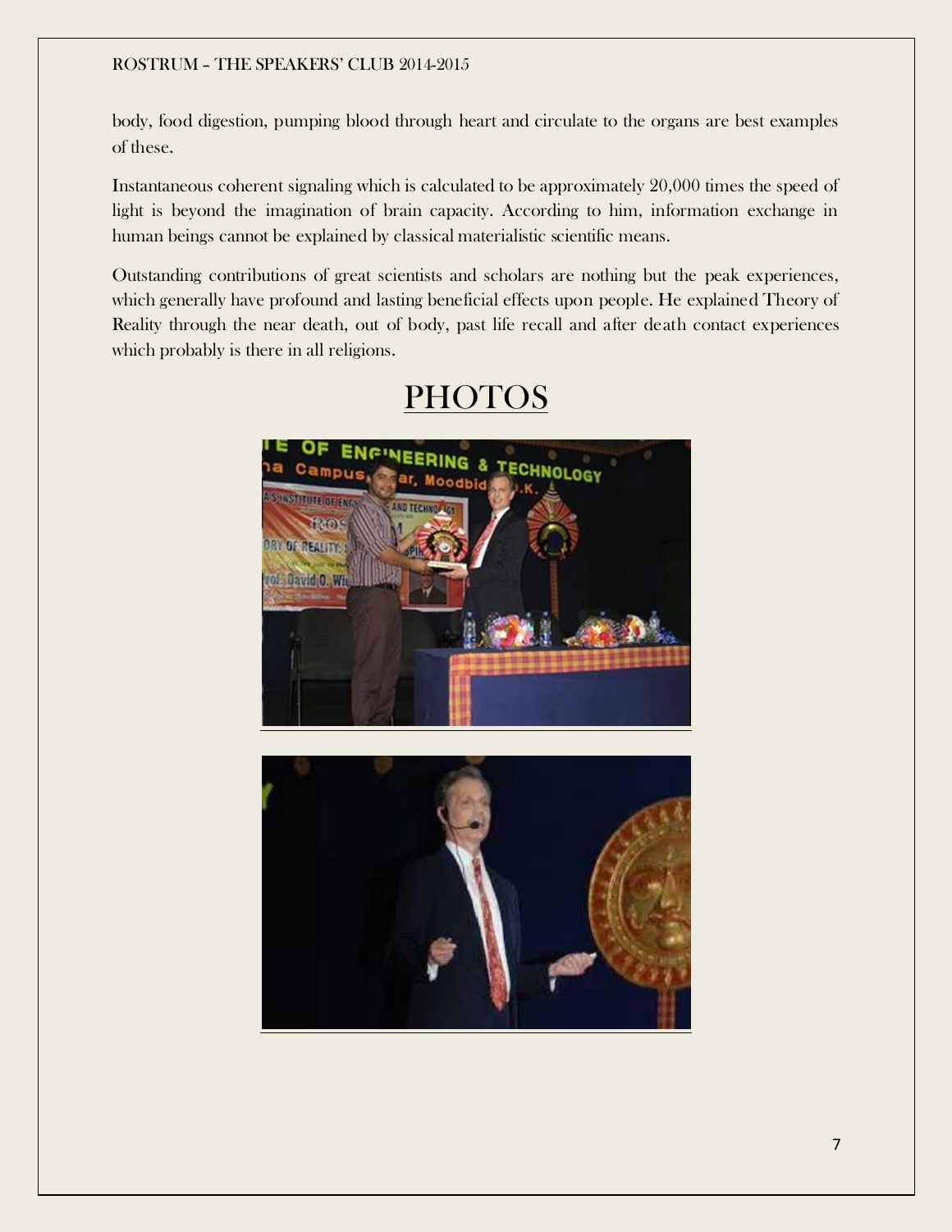body, food digestion, pumping blood through heart and circulate to the organs are best examples of these.

Instantaneous coherent signaling which is calculated to be approximately 20,000 times the speed of light is beyond the imagination of brain capacity. According to him, information exchange in human beings cannot be explained by classical materialistic scientific means.

Outstanding contributions of great scientists and scholars are nothing but the peak experiences, which generally have profound and lasting beneficial effects upon people. He explained Theory of Reality through the near death, out of body, past life recall and after death contact experiences which probably is there in all religions.

# PHOTOS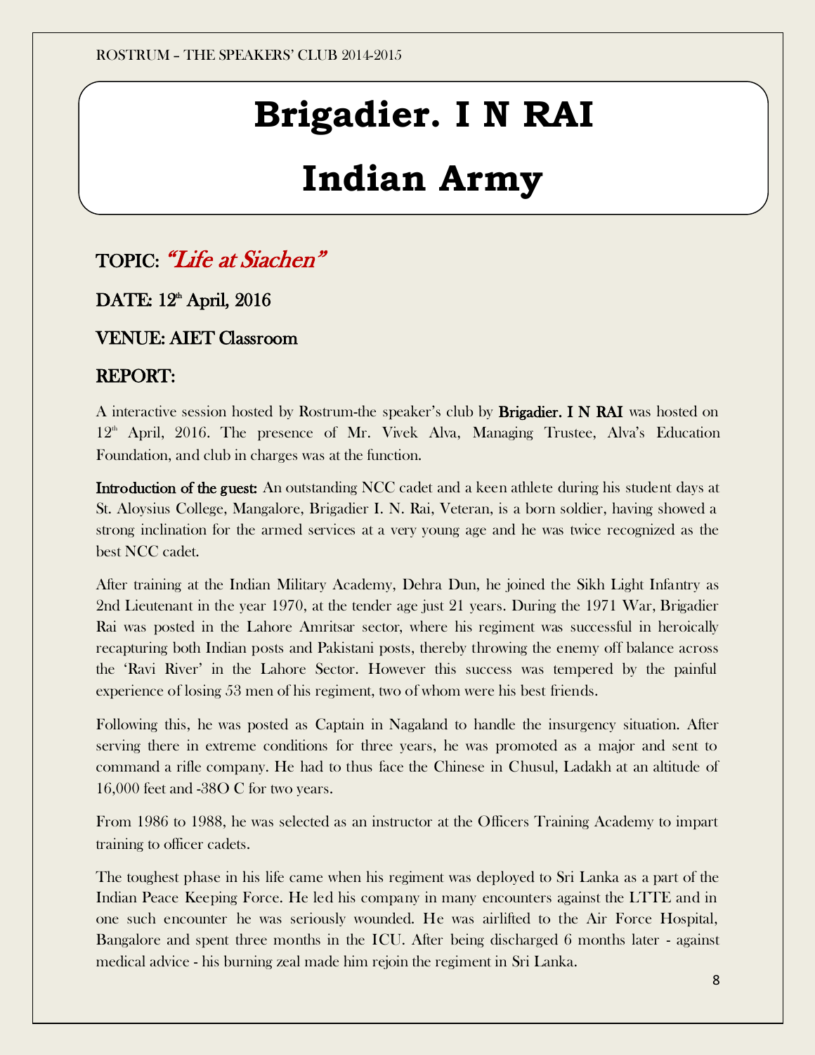# Brigadier. I N RAI

# Indian Army

## TOPIC: *"Life at Siachen"*

## DATE: 12th April, 2016

## VENUE: AIET Classroom

## REPORT:

A interactive session hosted by Rostrum-the speaker's club by **Brigadier. I N RAI** was hosted on 12th April, 2016. The presence of Mr. Vivek Alva, Managing Trustee, Alva's Education Foundation, and club in charges was at the function.

**Introduction of the guest:** An outstanding NCC cadet and a keen athlete during his student days at St. Aloysius College, Mangalore, Brigadier I. N. Rai, Veteran, is a born soldier, having showed a strong inclination for the armed services at a very young age and he was twice recognized as the best NCC cadet.

After training at the Indian Military Academy, Dehra Dun, he joined the Sikh Light Infantry as 2nd Lieutenant in the year 1970, at the tender age just 21 years. During the 1971 War, Brigadier Rai was posted in the Lahore Amritsar sector, where his regiment was successful in heroically recapturing both Indian posts and Pakistani posts, thereby throwing the enemy off balance across the 'Ravi River' in the Lahore Sector. However this success was tempered by the painful experience of losing 53 men of his regiment, two of whom were his best friends.

Following this, he was posted as Captain in Nagaland to handle the insurgency situation. After serving there in extreme conditions for three years, he was promoted as a major and sent to command a rifle company. He had to thus face the Chinese in Chusul, Ladakh at an altitude of 16,000 feet and -38O C for two years.

From 1986 to 1988, he was selected as an instructor at the Officers Training Academy to impart training to officer cadets.

The toughest phase in his life came when his regiment was deployed to Sri Lanka as a part of the Indian Peace Keeping Force. He led his company in many encounters against the LTTE and in one such encounter he was seriously wounded. He was airlifted to the Air Force Hospital, Bangalore and spent three months in the ICU. After being discharged 6 months later - against medical advice - his burning zeal made him rejoin the regiment in Sri Lanka.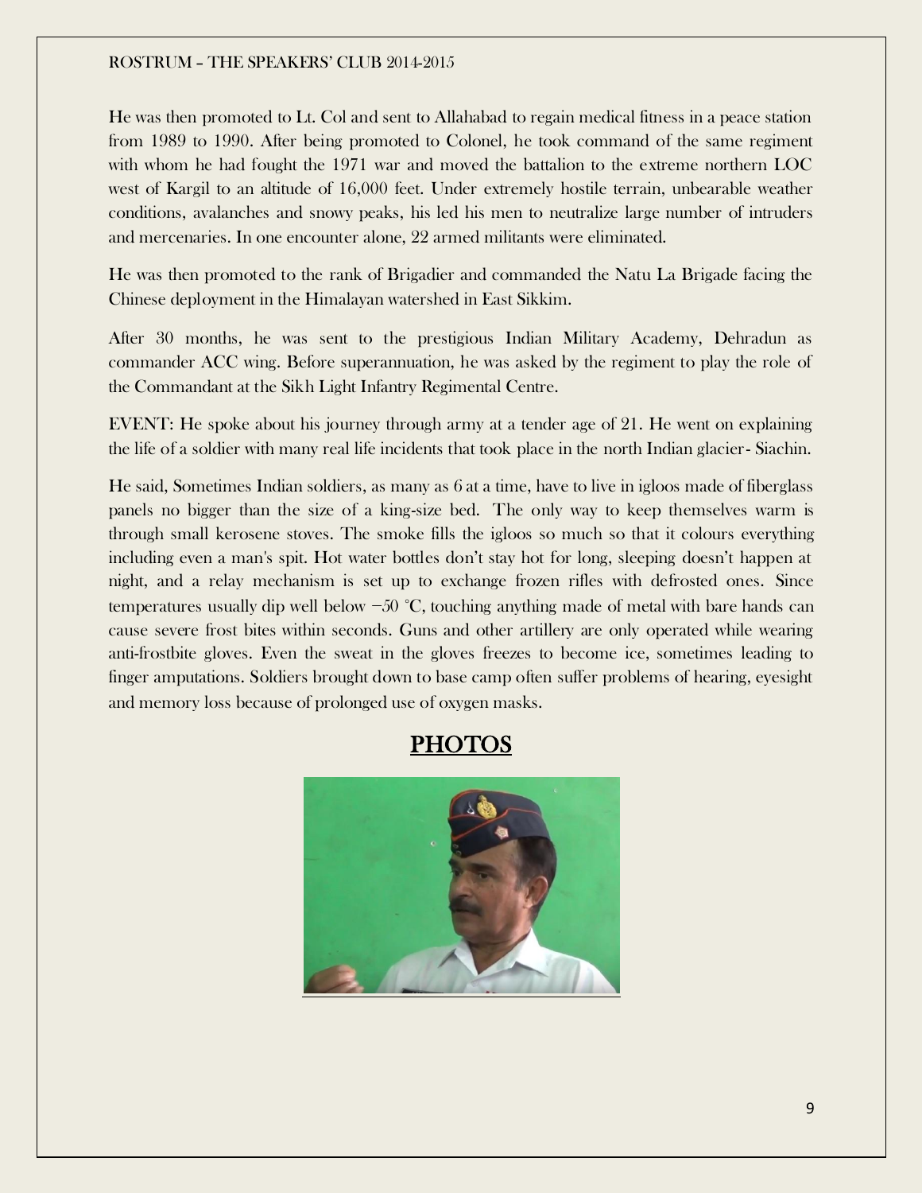He was then promoted to Lt. Col and sent to Allahabad to regain medical fitness in a peace station from 1989 to 1990. After being promoted to Colonel, he took command of the same regiment with whom he had fought the 1971 war and moved the battalion to the extreme northern LOC west of Kargil to an altitude of 16,000 feet. Under extremely hostile terrain, unbearable weather conditions, avalanches and snowy peaks, his led his men to neutralize large number of intruders and mercenaries. In one encounter alone, 22 armed militants were eliminated.

He was then promoted to the rank of Brigadier and commanded the Natu La Brigade facing the Chinese deployment in the Himalayan watershed in East Sikkim.

After 30 months, he was sent to the prestigious Indian Military Academy, Dehradun as commander ACC wing. Before superannuation, he was asked by the regiment to play the role of the Commandant at the Sikh Light Infantry Regimental Centre.

EVENT: He spoke about his journey through army at a tender age of 21. He went on explaining the life of a soldier with many real life incidents that took place in the north Indian glacier- Siachin.

He said, Sometimes Indian soldiers, as many as 6 at a time, have to live in igloos made of fiberglass panels no bigger than the size of a king-size bed. The only way to keep themselves warm is through small kerosene stoves. The smoke fills the igloos so much so that it colours everything including even a man's spit. Hot water bottles don't stay hot for long, sleeping doesn't happen at night, and a relay mechanism is set up to exchange frozen rifles with defrosted ones. Since temperatures usually dip well below −50 °C, touching anything made of metal with bare hands can cause severe frost bites within seconds. Guns and other artillery are only operated while wearing anti-frostbite gloves. Even the sweat in the gloves freezes to become ice, sometimes leading to finger amputations. Soldiers brought down to base camp often suffer problems of hearing, eyesight and memory loss because of prolonged use of oxygen masks.

## PHOTOS